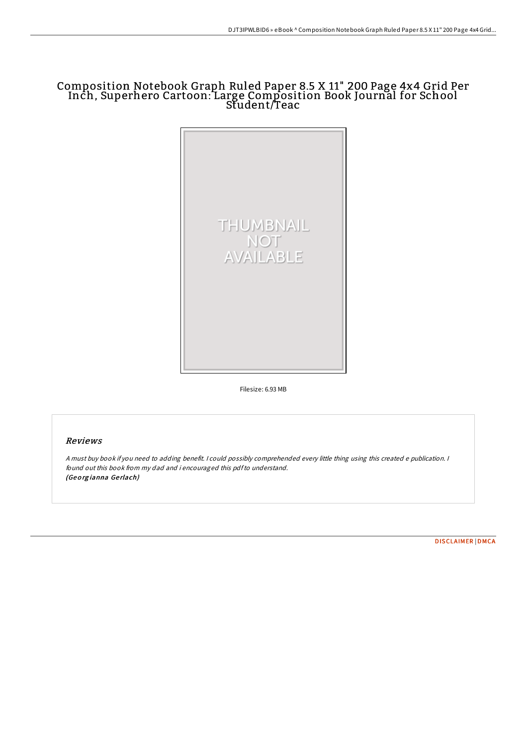# Composition Notebook Graph Ruled Paper 8.5 X 11" 200 Page 4x4 Grid Per Inch, Superhero Cartoon: Large Composition Book Journal for School Student/Teac

THUMBNAIL NOT AVAILABLE

Filesize: 6.93 MB

## Reviews

*A must buy book if you need to adding benefit. I could possibly comprehended every little thing using this created e publication. I found out this book from my dad and i encouraged this pdf to understand.*
***(Georgianna Gerlach)***

DISCLAIMER | DMCA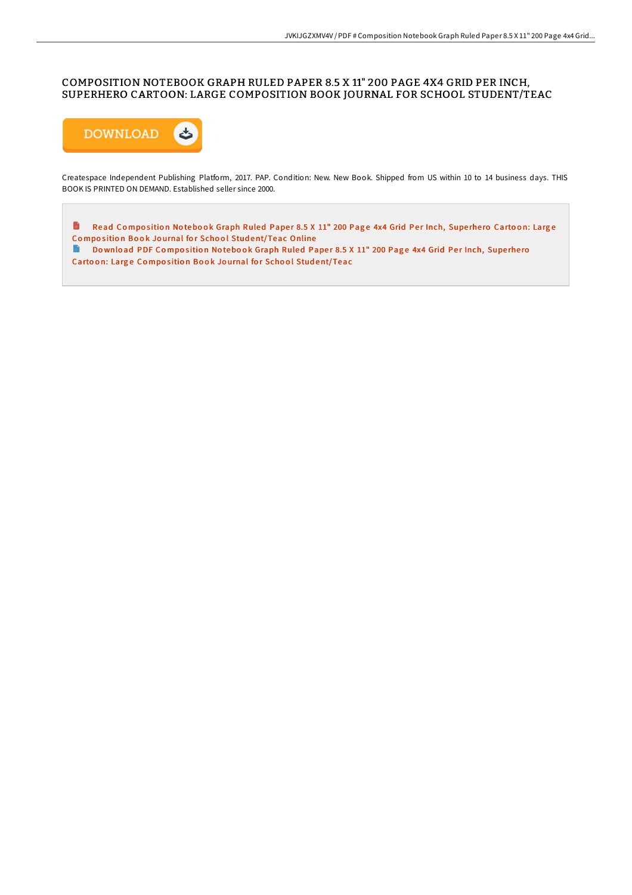# COMPOSITION NOTEBOOK GRAPH RULED PAPER 8.5 X 11" 200 PAGE 4X4 GRID PER INCH, SUPERHERO CARTOON: LARGE COMPOSITION BOOK JOURNAL FOR SCHOOL STUDENT/TEAC

DOWNLOAD

Createspace Independent Publishing Platform, 2017. PAP. Condition: New. New Book. Shipped from US within 10 to 14 business days. THIS BOOK IS PRINTED ON DEMAND. Established seller since 2000.

Read Composition Notebook Graph Ruled Paper 8.5 X 11" 200 Page 4x4 Grid Per Inch, Superhero Cartoon: Large Composition Book Journal for School Student/Teac Online

Download PDF Composition Notebook Graph Ruled Paper 8.5 X 11" 200 Page 4x4 Grid Per Inch, Superhero Cartoon: Large Composition Book Journal for School Student/Teac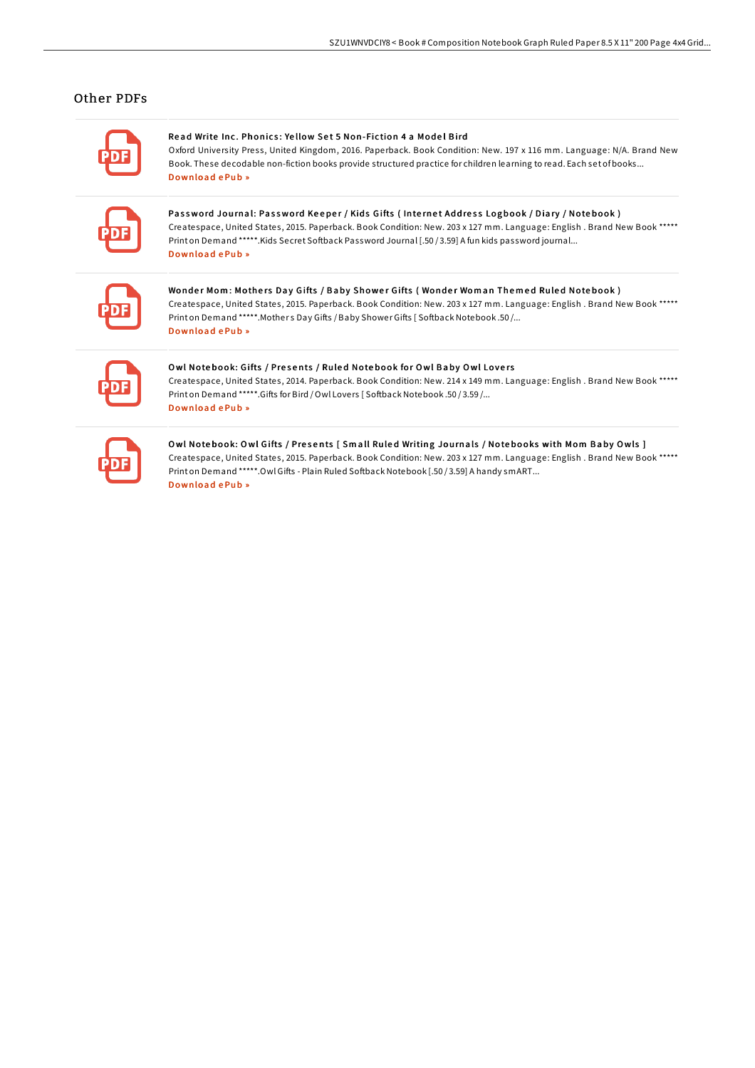## Other PDFs

**Read Write Inc. Phonics: Yellow Set 5 Non-Fiction 4 a Model Bird**

Oxford University Press, United Kingdom, 2016. Paperback. Book Condition: New. 197 x 116 mm. Language: N/A. Brand New Book. These decodable non-fiction books provide structured practice for children learning to read. Each set of books...

Download ePub »

**Password Journal: Password Keeper / Kids Gifts ( Internet Address Logbook / Diary / Notebook )**

Createspace, United States, 2015. Paperback. Book Condition: New. 203 x 127 mm. Language: English . Brand New Book ***** Print on Demand *****.Kids Secret Softback Password Journal [.50 / 3.59] A fun kids password journal...

Download ePub »

**Wonder Mom: Mothers Day Gifts / Baby Shower Gifts ( Wonder Woman Themed Ruled Notebook )**

Createspace, United States, 2015. Paperback. Book Condition: New. 203 x 127 mm. Language: English . Brand New Book ***** Print on Demand *****.Mother s Day Gifts / Baby Shower Gifts [ Softback Notebook .50 /...

Download ePub »

**Owl Notebook: Gifts / Presents / Ruled Notebook for Owl Baby Owl Lovers**

Createspace, United States, 2014. Paperback. Book Condition: New. 214 x 149 mm. Language: English . Brand New Book ***** Print on Demand *****.Gifts for Bird / Owl Lovers [ Softback Notebook .50 / 3.59 /...

Download ePub »

**Owl Notebook: Owl Gifts / Presents [ Small Ruled Writing Journals / Notebooks with Mom Baby Owls ]**

Createspace, United States, 2015. Paperback. Book Condition: New. 203 x 127 mm. Language: English . Brand New Book ***** Print on Demand *****.Owl Gifts - Plain Ruled Softback Notebook [.50 / 3.59] A handy smART...

Download ePub »